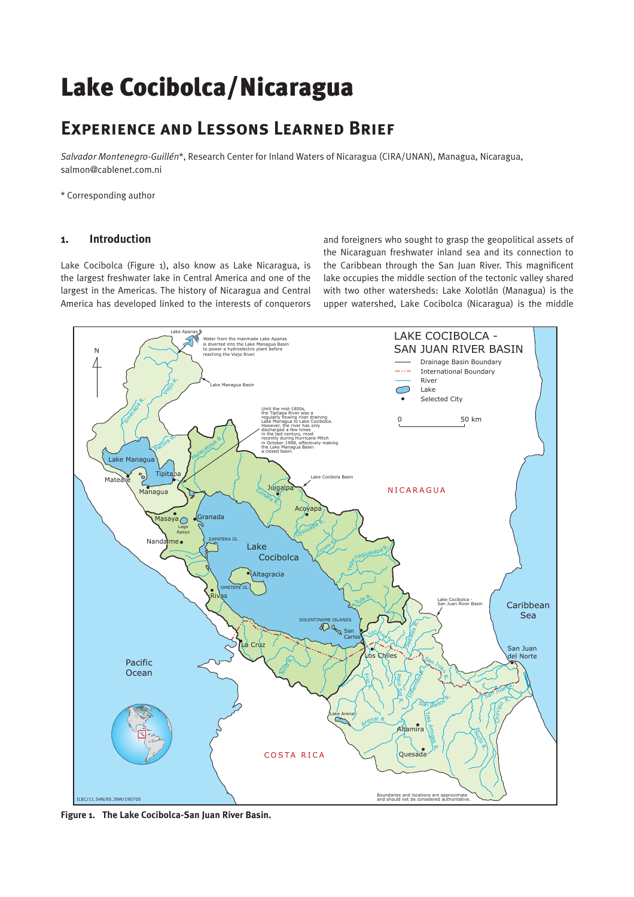# Lake Cocibolca/Nicaragua

## Experience and Lessons Learned Brief

*Salvador Montenegro-Guillén*\*, Research Center for Inland Waters of Nicaragua (CIRA/UNAN), Managua, Nicaragua, salmon@cablenet.com.ni

\* Corresponding author

### 1. Introduction

Lake Cocibolca (Figure 1), also know as Lake Nicaragua, is the largest freshwater lake in Central America and one of the largest in the Americas. The history of Nicaragua and Central America has developed linked to the interests of conquerors and foreigners who sought to grasp the geopolitical assets of the Nicaraguan freshwater inland sea and its connection to the Caribbean through the San Juan River. This magnificent lake occupies the middle section of the tectonic valley shared with two other watersheds: Lake Xolotlán (Managua) is the upper watershed, Lake Cocibolca (Nicaragua) is the middle

**Figure 1. The Lake Cocibolca-San Juan River Basin.**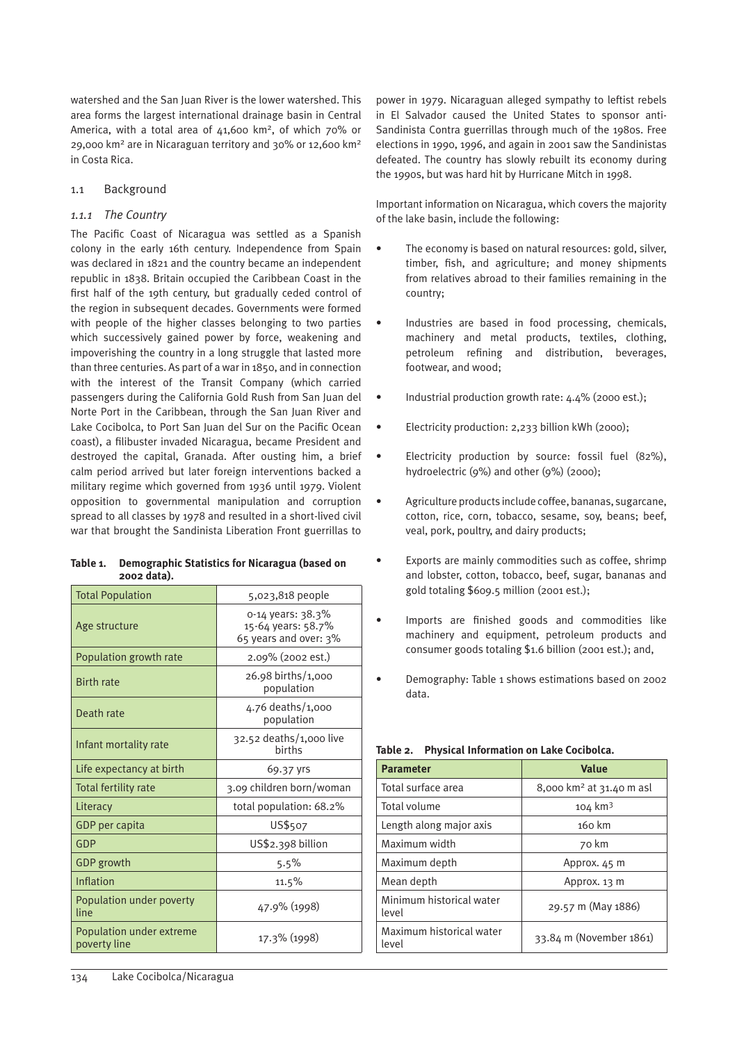watershed and the San Juan River is the lower watershed. This area forms the largest international drainage basin in Central America, with a total area of 41,600 km², of which 70% or 29,000 km² are in Nicaraguan territory and 30% or 12,600 km² in Costa Rica.

## 1.1 Background

### *1.1.1 The Country*

The Pacific Coast of Nicaragua was settled as a Spanish colony in the early 16th century. Independence from Spain was declared in 1821 and the country became an independent republic in 1838. Britain occupied the Caribbean Coast in the first half of the 19th century, but gradually ceded control of the region in subsequent decades. Governments were formed with people of the higher classes belonging to two parties which successively gained power by force, weakening and impoverishing the country in a long struggle that lasted more than three centuries. As part of a war in 1850, and in connection with the interest of the Transit Company (which carried passengers during the California Gold Rush from San Juan del Norte Port in the Caribbean, through the San Juan River and Lake Cocibolca, to Port San Juan del Sur on the Pacific Ocean coast), a filibuster invaded Nicaragua, became President and destroyed the capital, Granada. After ousting him, a brief calm period arrived but later foreign interventions backed a military regime which governed from 1936 until 1979. Violent opposition to governmental manipulation and corruption spread to all classes by 1978 and resulted in a short-lived civil war that brought the Sandinista Liberation Front guerrillas to power in 1979. Nicaraguan alleged sympathy to leftist rebels in El Salvador caused the United States to sponsor anti-Sandinista Contra guerrillas through much of the 1980s. Free elections in 1990, 1996, and again in 2001 saw the Sandinistas defeated. The country has slowly rebuilt its economy during the 1990s, but was hard hit by Hurricane Mitch in 1998.

**Table 1. Demographic Statistics for Nicaragua (based on 2002 data).**

| | |
|---|---|
| Total Population | 5,023,818 people |
| Age structure | 0-14 years: 38.3%<br>15-64 years: 58.7%<br>65 years and over: 3% |
| Population growth rate | 2.09% (2002 est.) |
| Birth rate | 26.98 births/1,000 population |
| Death rate | 4.76 deaths/1,000 population |
| Infant mortality rate | 32.52 deaths/1,000 live births |
| Life expectancy at birth | 69.37 yrs |
| Total fertility rate | 3.09 children born/woman |
| Literacy | total population: 68.2% |
| GDP per capita | US$507 |
| GDP | US$2.398 billion |
| GDP growth | 5.5% |
| Inflation | 11.5% |
| Population under poverty line | 47.9% (1998) |
| Population under extreme poverty line | 17.3% (1998) |

Important information on Nicaragua, which covers the majority of the lake basin, include the following:

- The economy is based on natural resources: gold, silver, timber, fish, and agriculture; and money shipments from relatives abroad to their families remaining in the country;
- Industries are based in food processing, chemicals, machinery and metal products, textiles, clothing, petroleum refining and distribution, beverages, footwear, and wood;
- Industrial production growth rate: 4.4% (2000 est.);
- Electricity production: 2,233 billion kWh (2000);
- Electricity production by source: fossil fuel (82%), hydroelectric (9%) and other (9%) (2000);
- Agriculture products include coffee, bananas, sugarcane, cotton, rice, corn, tobacco, sesame, soy, beans; beef, veal, pork, poultry, and dairy products;
- Exports are mainly commodities such as coffee, shrimp and lobster, cotton, tobacco, beef, sugar, bananas and gold totaling $609.5 million (2001 est.);
- Imports are finished goods and commodities like machinery and equipment, petroleum products and consumer goods totaling $1.6 billion (2001 est.); and,
- Demography: Table 1 shows estimations based on 2002 data.

**Table 2. Physical Information on Lake Cocibolca.**

| Parameter | Value |
|---|---|
| Total surface area | 8,000 km² at 31.40 m asl |
| Total volume | 104 km³ |
| Length along major axis | 160 km |
| Maximum width | 70 km |
| Maximum depth | Approx. 45 m |
| Mean depth | Approx. 13 m |
| Minimum historical water level | 29.57 m (May 1886) |
| Maximum historical water level | 33.84 m (November 1861) |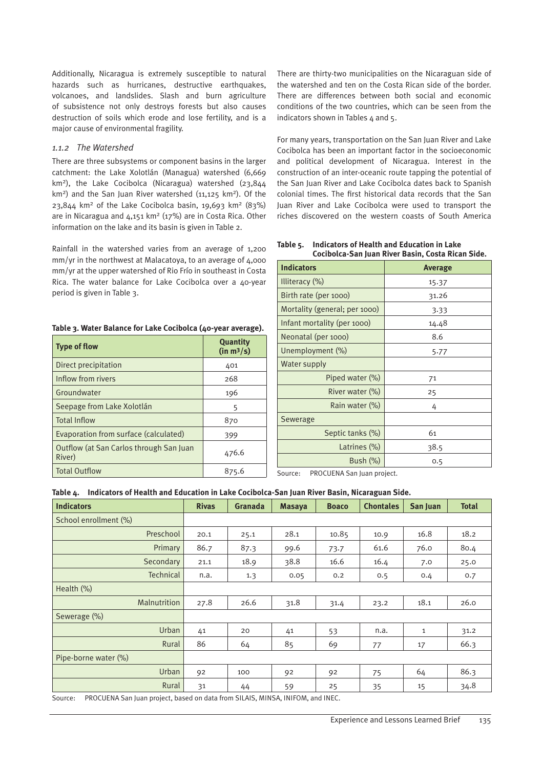Additionally, Nicaragua is extremely susceptible to natural hazards such as hurricanes, destructive earthquakes, volcanoes, and landslides. Slash and burn agriculture of subsistence not only destroys forests but also causes destruction of soils which erode and lose fertility, and is a major cause of environmental fragility.

### *1.1.2 The Watershed*

There are three subsystems or component basins in the larger catchment: the Lake Xolotlán (Managua) watershed (6,669 km²), the Lake Cocibolca (Nicaragua) watershed (23,844 km²) and the San Juan River watershed (11,125 km²). Of the 23,844 km² of the Lake Cocibolca basin, 19,693 km² (83%) are in Nicaragua and 4,151 km² (17%) are in Costa Rica. Other information on the lake and its basin is given in Table 2.

Rainfall in the watershed varies from an average of 1,200 mm/yr in the northwest at Malacatoya, to an average of 4,000 mm/yr at the upper watershed of Rio Frío in southeast in Costa Rica. The water balance for Lake Cocibolca over a 40-year period is given in Table 3.

**Table 3. Water Balance for Lake Cocibolca (40-year average).**

| Type of flow | Quantity (in m³/s) |
|---|---|
| Direct precipitation | 401 |
| Inflow from rivers | 268 |
| Groundwater | 196 |
| Seepage from Lake Xolotlán | 5 |
| Total Inflow | 870 |
| Evaporation from surface (calculated) | 399 |
| Outflow (at San Carlos through San Juan River) | 476.6 |
| Total Outflow | 875.6 |

There are thirty-two municipalities on the Nicaraguan side of the watershed and ten on the Costa Rican side of the border. There are differences between both social and economic conditions of the two countries, which can be seen from the indicators shown in Tables 4 and 5.

For many years, transportation on the San Juan River and Lake Cocibolca has been an important factor in the socioeconomic and political development of Nicaragua. Interest in the construction of an inter-oceanic route tapping the potential of the San Juan River and Lake Cocibolca dates back to Spanish colonial times. The first historical data records that the San Juan River and Lake Cocibolca were used to transport the riches discovered on the western coasts of South America

**Table 5. Indicators of Health and Education in Lake Cocibolca-San Juan River Basin, Costa Rican Side.**

| Indicators | Average |
|---|---|
| Illiteracy (%) | 15.37 |
| Birth rate (per 1000) | 31.26 |
| Mortality (general; per 1000) | 3.33 |
| Infant mortality (per 1000) | 14.48 |
| Neonatal (per 1000) | 8.6 |
| Unemployment (%) | 5.77 |
| Water supply | |
| Piped water (%) | 71 |
| River water (%) | 25 |
| Rain water (%) | 4 |
| Sewerage | |
| Septic tanks (%) | 61 |
| Latrines (%) | 38.5 |
| Bush (%) | 0.5 |

Source: PROCUENA San Juan project.

**Table 4. Indicators of Health and Education in Lake Cocibolca-San Juan River Basin, Nicaraguan Side.**

| Indicators | Rivas | Granada | Masaya | Boaco | Chontales | San Juan | Total |
|---|---|---|---|---|---|---|---|
| School enrollment (%) | | | | | | | |
| Preschool | 20.1 | 25.1 | 28.1 | 10.85 | 10.9 | 16.8 | 18.2 |
| Primary | 86.7 | 87.3 | 99.6 | 73.7 | 61.6 | 76.0 | 80.4 |
| Secondary | 21.1 | 18.9 | 38.8 | 16.6 | 16.4 | 7.0 | 25.0 |
| Technical | n.a. | 1.3 | 0.05 | 0.2 | 0.5 | 0.4 | 0.7 |
| Health (%) | | | | | | | |
| Malnutrition | 27.8 | 26.6 | 31.8 | 31.4 | 23.2 | 18.1 | 26.0 |
| Sewerage (%) | | | | | | | |
| Urban | 41 | 20 | 41 | 53 | n.a. | 1 | 31.2 |
| Rural | 86 | 64 | 85 | 69 | 77 | 17 | 66.3 |
| Pipe-borne water (%) | | | | | | | |
| Urban | 92 | 100 | 92 | 92 | 75 | 64 | 86.3 |
| Rural | 31 | 44 | 59 | 25 | 35 | 15 | 34.8 |

Source: PROCUENA San Juan project, based on data from SILAIS, MINSA, INIFOM, and INEC.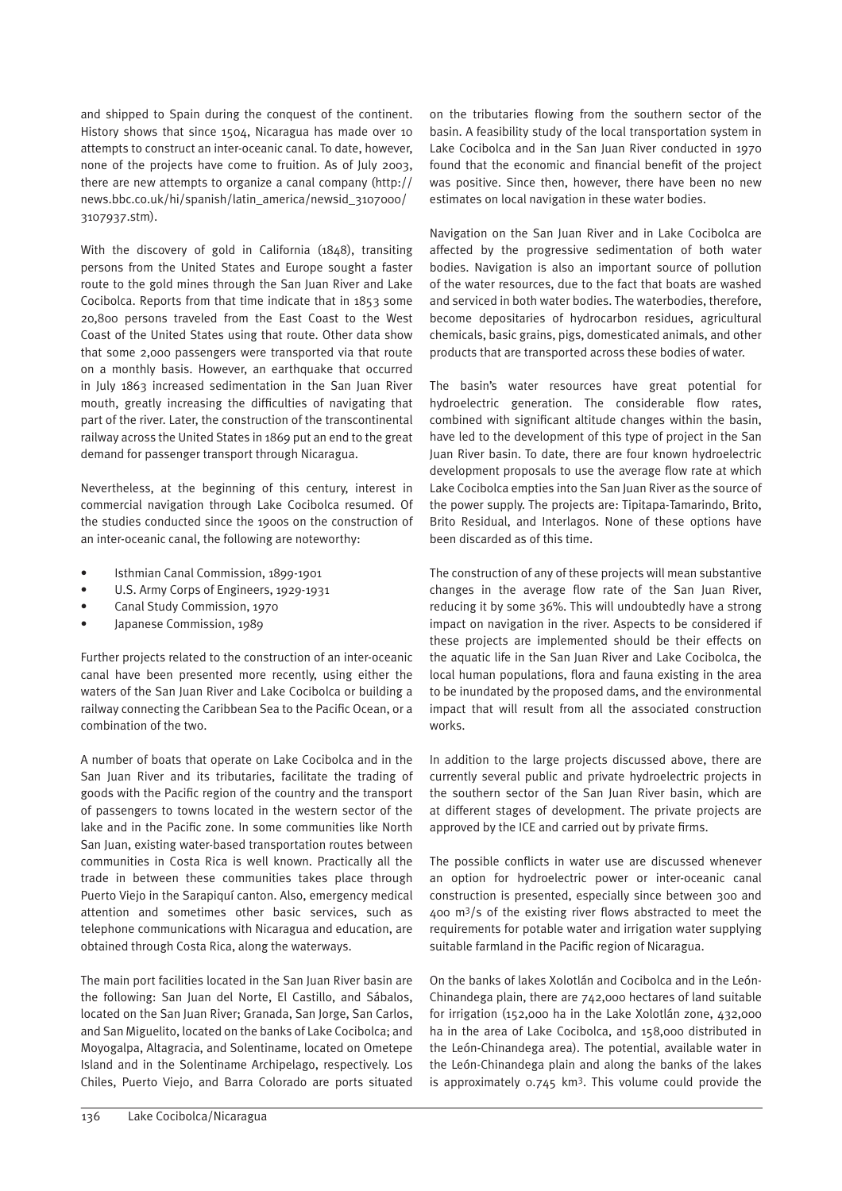and shipped to Spain during the conquest of the continent. History shows that since 1504, Nicaragua has made over 10 attempts to construct an inter-oceanic canal. To date, however, none of the projects have come to fruition. As of July 2003, there are new attempts to organize a canal company (http://news.bbc.co.uk/hi/spanish/latin_america/newsid_3107000/3107937.stm).

With the discovery of gold in California (1848), transiting persons from the United States and Europe sought a faster route to the gold mines through the San Juan River and Lake Cocibolca. Reports from that time indicate that in 1853 some 20,800 persons traveled from the East Coast to the West Coast of the United States using that route. Other data show that some 2,000 passengers were transported via that route on a monthly basis. However, an earthquake that occurred in July 1863 increased sedimentation in the San Juan River mouth, greatly increasing the difficulties of navigating that part of the river. Later, the construction of the transcontinental railway across the United States in 1869 put an end to the great demand for passenger transport through Nicaragua.

Nevertheless, at the beginning of this century, interest in commercial navigation through Lake Cocibolca resumed. Of the studies conducted since the 1900s on the construction of an inter-oceanic canal, the following are noteworthy:

- Isthmian Canal Commission, 1899-1901
- U.S. Army Corps of Engineers, 1929-1931
- Canal Study Commission, 1970
- Japanese Commission, 1989

Further projects related to the construction of an inter-oceanic canal have been presented more recently, using either the waters of the San Juan River and Lake Cocibolca or building a railway connecting the Caribbean Sea to the Pacific Ocean, or a combination of the two.

A number of boats that operate on Lake Cocibolca and in the San Juan River and its tributaries, facilitate the trading of goods with the Pacific region of the country and the transport of passengers to towns located in the western sector of the lake and in the Pacific zone. In some communities like North San Juan, existing water-based transportation routes between communities in Costa Rica is well known. Practically all the trade in between these communities takes place through Puerto Viejo in the Sarapiquí canton. Also, emergency medical attention and sometimes other basic services, such as telephone communications with Nicaragua and education, are obtained through Costa Rica, along the waterways.

The main port facilities located in the San Juan River basin are the following: San Juan del Norte, El Castillo, and Sábalos, located on the San Juan River; Granada, San Jorge, San Carlos, and San Miguelito, located on the banks of Lake Cocibolca; and Moyogalpa, Altagracia, and Solentiname, located on Ometepe Island and in the Solentiname Archipelago, respectively. Los Chiles, Puerto Viejo, and Barra Colorado are ports situated on the tributaries flowing from the southern sector of the basin. A feasibility study of the local transportation system in Lake Cocibolca and in the San Juan River conducted in 1970 found that the economic and financial benefit of the project was positive. Since then, however, there have been no new estimates on local navigation in these water bodies.

Navigation on the San Juan River and in Lake Cocibolca are affected by the progressive sedimentation of both water bodies. Navigation is also an important source of pollution of the water resources, due to the fact that boats are washed and serviced in both water bodies. The waterbodies, therefore, become depositaries of hydrocarbon residues, agricultural chemicals, basic grains, pigs, domesticated animals, and other products that are transported across these bodies of water.

The basin's water resources have great potential for hydroelectric generation. The considerable flow rates, combined with significant altitude changes within the basin, have led to the development of this type of project in the San Juan River basin. To date, there are four known hydroelectric development proposals to use the average flow rate at which Lake Cocibolca empties into the San Juan River as the source of the power supply. The projects are: Tipitapa-Tamarindo, Brito, Brito Residual, and Interlagos. None of these options have been discarded as of this time.

The construction of any of these projects will mean substantive changes in the average flow rate of the San Juan River, reducing it by some 36%. This will undoubtedly have a strong impact on navigation in the river. Aspects to be considered if these projects are implemented should be their effects on the aquatic life in the San Juan River and Lake Cocibolca, the local human populations, flora and fauna existing in the area to be inundated by the proposed dams, and the environmental impact that will result from all the associated construction works.

In addition to the large projects discussed above, there are currently several public and private hydroelectric projects in the southern sector of the San Juan River basin, which are at different stages of development. The private projects are approved by the ICE and carried out by private firms.

The possible conflicts in water use are discussed whenever an option for hydroelectric power or inter-oceanic canal construction is presented, especially since between 300 and 400 $m^3/s$ of the existing river flows abstracted to meet the requirements for potable water and irrigation water supplying suitable farmland in the Pacific region of Nicaragua.

On the banks of lakes Xolotlán and Cocibolca and in the León-Chinandega plain, there are 742,000 hectares of land suitable for irrigation (152,000 ha in the Lake Xolotlán zone, 432,000 ha in the area of Lake Cocibolca, and 158,000 distributed in the León-Chinandega area). The potential, available water in the León-Chinandega plain and along the banks of the lakes is approximately 0.745 $km^3$. This volume could provide the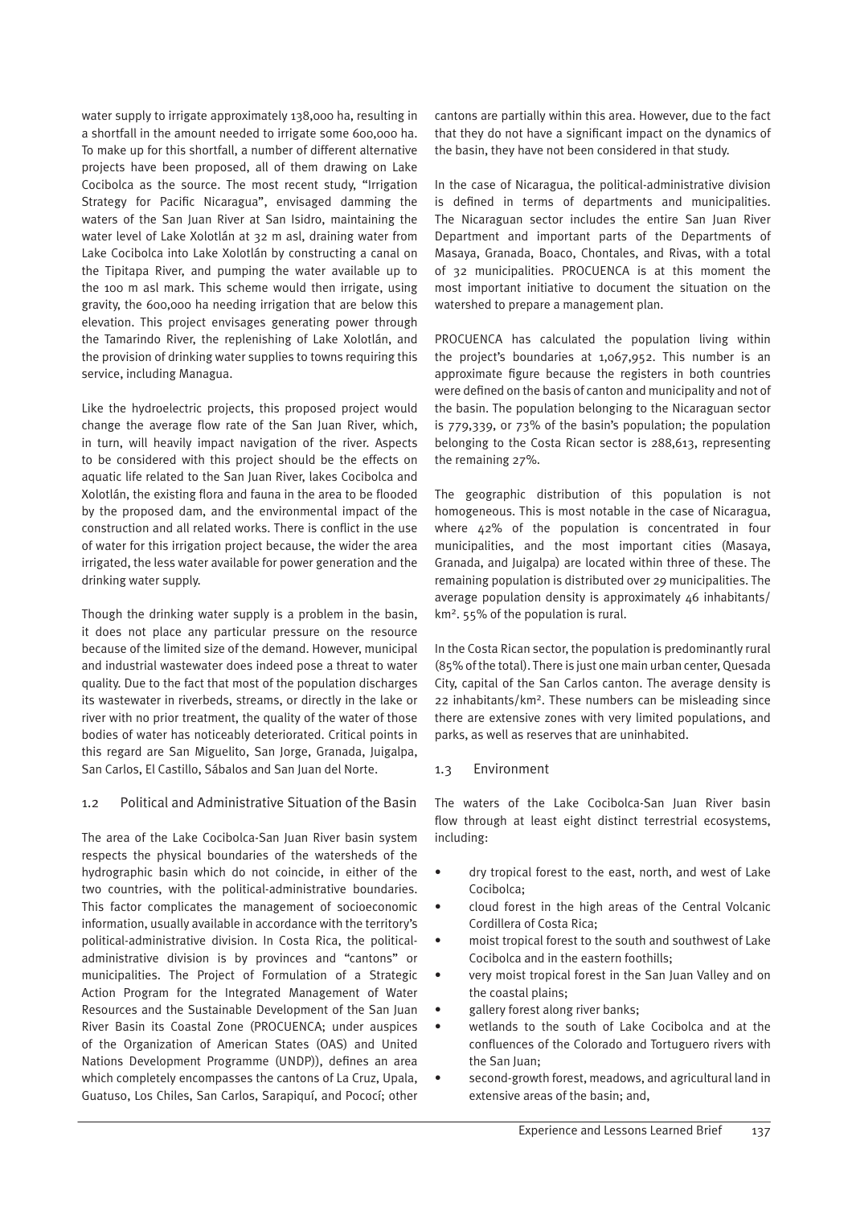water supply to irrigate approximately 138,000 ha, resulting in a shortfall in the amount needed to irrigate some 600,000 ha. To make up for this shortfall, a number of different alternative projects have been proposed, all of them drawing on Lake Cocibolca as the source. The most recent study, "Irrigation Strategy for Pacific Nicaragua", envisaged damming the waters of the San Juan River at San Isidro, maintaining the water level of Lake Xolotlán at 32 m asl, draining water from Lake Cocibolca into Lake Xolotlán by constructing a canal on the Tipitapa River, and pumping the water available up to the 100 m asl mark. This scheme would then irrigate, using gravity, the 600,000 ha needing irrigation that are below this elevation. This project envisages generating power through the Tamarindo River, the replenishing of Lake Xolotlán, and the provision of drinking water supplies to towns requiring this service, including Managua.

Like the hydroelectric projects, this proposed project would change the average flow rate of the San Juan River, which, in turn, will heavily impact navigation of the river. Aspects to be considered with this project should be the effects on aquatic life related to the San Juan River, lakes Cocibolca and Xolotlán, the existing flora and fauna in the area to be flooded by the proposed dam, and the environmental impact of the construction and all related works. There is conflict in the use of water for this irrigation project because, the wider the area irrigated, the less water available for power generation and the drinking water supply.

Though the drinking water supply is a problem in the basin, it does not place any particular pressure on the resource because of the limited size of the demand. However, municipal and industrial wastewater does indeed pose a threat to water quality. Due to the fact that most of the population discharges its wastewater in riverbeds, streams, or directly in the lake or river with no prior treatment, the quality of the water of those bodies of water has noticeably deteriorated. Critical points in this regard are San Miguelito, San Jorge, Granada, Juigalpa, San Carlos, El Castillo, Sábalos and San Juan del Norte.

## 1.2 Political and Administrative Situation of the Basin

The area of the Lake Cocibolca-San Juan River basin system respects the physical boundaries of the watersheds of the hydrographic basin which do not coincide, in either of the two countries, with the political-administrative boundaries. This factor complicates the management of socioeconomic information, usually available in accordance with the territory's political-administrative division. In Costa Rica, the political-administrative division is by provinces and "cantons" or municipalities. The Project of Formulation of a Strategic Action Program for the Integrated Management of Water Resources and the Sustainable Development of the San Juan River Basin its Coastal Zone (PROCUENCA; under auspices of the Organization of American States (OAS) and United Nations Development Programme (UNDP)), defines an area which completely encompasses the cantons of La Cruz, Upala, Guatuso, Los Chiles, San Carlos, Sarapiquí, and Pococí; other cantons are partially within this area. However, due to the fact that they do not have a significant impact on the dynamics of the basin, they have not been considered in that study.

In the case of Nicaragua, the political-administrative division is defined in terms of departments and municipalities. The Nicaraguan sector includes the entire San Juan River Department and important parts of the Departments of Masaya, Granada, Boaco, Chontales, and Rivas, with a total of 32 municipalities. PROCUENCA is at this moment the most important initiative to document the situation on the watershed to prepare a management plan.

PROCUENCA has calculated the population living within the project's boundaries at 1,067,952. This number is an approximate figure because the registers in both countries were defined on the basis of canton and municipality and not of the basin. The population belonging to the Nicaraguan sector is 779,339, or 73% of the basin's population; the population belonging to the Costa Rican sector is 288,613, representing the remaining 27%.

The geographic distribution of this population is not homogeneous. This is most notable in the case of Nicaragua, where 42% of the population is concentrated in four municipalities, and the most important cities (Masaya, Granada, and Juigalpa) are located within three of these. The remaining population is distributed over 29 municipalities. The average population density is approximately 46 inhabitants/km². 55% of the population is rural.

In the Costa Rican sector, the population is predominantly rural (85% of the total). There is just one main urban center, Quesada City, capital of the San Carlos canton. The average density is 22 inhabitants/km². These numbers can be misleading since there are extensive zones with very limited populations, and parks, as well as reserves that are uninhabited.

## 1.3 Environment

The waters of the Lake Cocibolca-San Juan River basin flow through at least eight distinct terrestrial ecosystems, including:

- dry tropical forest to the east, north, and west of Lake Cocibolca;
- cloud forest in the high areas of the Central Volcanic Cordillera of Costa Rica;
- moist tropical forest to the south and southwest of Lake Cocibolca and in the eastern foothills;
- very moist tropical forest in the San Juan Valley and on the coastal plains;
- gallery forest along river banks;
- wetlands to the south of Lake Cocibolca and at the confluences of the Colorado and Tortuguero rivers with the San Juan;
- second-growth forest, meadows, and agricultural land in extensive areas of the basin; and,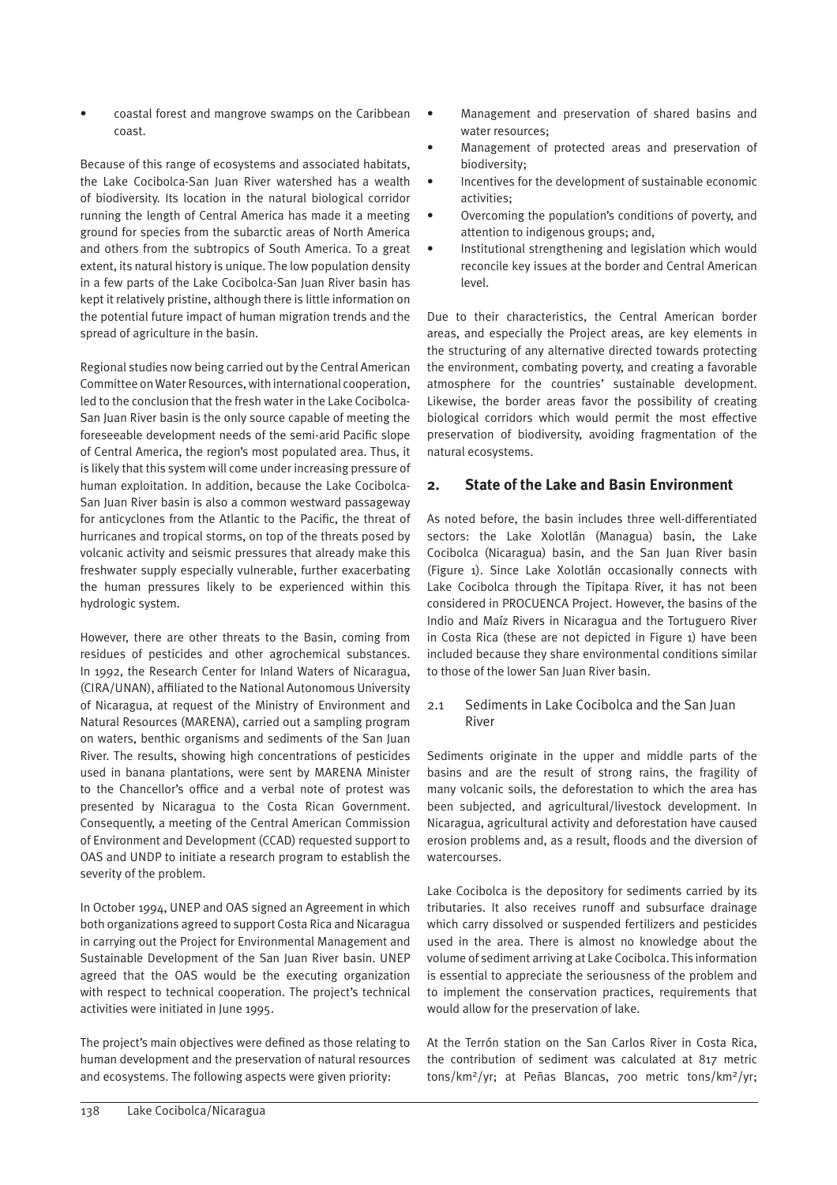- coastal forest and mangrove swamps on the Caribbean coast.

Because of this range of ecosystems and associated habitats, the Lake Cocibolca-San Juan River watershed has a wealth of biodiversity. Its location in the natural biological corridor running the length of Central America has made it a meeting ground for species from the subarctic areas of North America and others from the subtropics of South America. To a great extent, its natural history is unique. The low population density in a few parts of the Lake Cocibolca-San Juan River basin has kept it relatively pristine, although there is little information on the potential future impact of human migration trends and the spread of agriculture in the basin.

Regional studies now being carried out by the Central American Committee on Water Resources, with international cooperation, led to the conclusion that the fresh water in the Lake Cocibolca-San Juan River basin is the only source capable of meeting the foreseeable development needs of the semi-arid Pacific slope of Central America, the region's most populated area. Thus, it is likely that this system will come under increasing pressure of human exploitation. In addition, because the Lake Cocibolca-San Juan River basin is also a common westward passageway for anticyclones from the Atlantic to the Pacific, the threat of hurricanes and tropical storms, on top of the threats posed by volcanic activity and seismic pressures that already make this freshwater supply especially vulnerable, further exacerbating the human pressures likely to be experienced within this hydrologic system.

However, there are other threats to the Basin, coming from residues of pesticides and other agrochemical substances. In 1992, the Research Center for Inland Waters of Nicaragua, (CIRA/UNAN), affiliated to the National Autonomous University of Nicaragua, at request of the Ministry of Environment and Natural Resources (MARENA), carried out a sampling program on waters, benthic organisms and sediments of the San Juan River. The results, showing high concentrations of pesticides used in banana plantations, were sent by MARENA Minister to the Chancellor's office and a verbal note of protest was presented by Nicaragua to the Costa Rican Government. Consequently, a meeting of the Central American Commission of Environment and Development (CCAD) requested support to OAS and UNDP to initiate a research program to establish the severity of the problem.

In October 1994, UNEP and OAS signed an Agreement in which both organizations agreed to support Costa Rica and Nicaragua in carrying out the Project for Environmental Management and Sustainable Development of the San Juan River basin. UNEP agreed that the OAS would be the executing organization with respect to technical cooperation. The project's technical activities were initiated in June 1995.

The project's main objectives were defined as those relating to human development and the preservation of natural resources and ecosystems. The following aspects were given priority:

- Management and preservation of shared basins and water resources;
- Management of protected areas and preservation of biodiversity;
- Incentives for the development of sustainable economic activities;
- Overcoming the population's conditions of poverty, and attention to indigenous groups; and,
- Institutional strengthening and legislation which would reconcile key issues at the border and Central American level.

Due to their characteristics, the Central American border areas, and especially the Project areas, are key elements in the structuring of any alternative directed towards protecting the environment, combating poverty, and creating a favorable atmosphere for the countries' sustainable development. Likewise, the border areas favor the possibility of creating biological corridors which would permit the most effective preservation of biodiversity, avoiding fragmentation of the natural ecosystems.

## 2. State of the Lake and Basin Environment

As noted before, the basin includes three well-differentiated sectors: the Lake Xolotlán (Managua) basin, the Lake Cocibolca (Nicaragua) basin, and the San Juan River basin (Figure 1). Since Lake Xolotlán occasionally connects with Lake Cocibolca through the Tipitapa River, it has not been considered in PROCUENCA Project. However, the basins of the Indio and Maíz Rivers in Nicaragua and the Tortuguero River in Costa Rica (these are not depicted in Figure 1) have been included because they share environmental conditions similar to those of the lower San Juan River basin.

### 2.1 Sediments in Lake Cocibolca and the San Juan River

Sediments originate in the upper and middle parts of the basins and are the result of strong rains, the fragility of many volcanic soils, the deforestation to which the area has been subjected, and agricultural/livestock development. In Nicaragua, agricultural activity and deforestation have caused erosion problems and, as a result, floods and the diversion of watercourses.

Lake Cocibolca is the depository for sediments carried by its tributaries. It also receives runoff and subsurface drainage which carry dissolved or suspended fertilizers and pesticides used in the area. There is almost no knowledge about the volume of sediment arriving at Lake Cocibolca. This information is essential to appreciate the seriousness of the problem and to implement the conservation practices, requirements that would allow for the preservation of lake.

At the Terrón station on the San Carlos River in Costa Rica, the contribution of sediment was calculated at 817 metric tons/km$^2$/yr; at Peñas Blancas, 700 metric tons/km$^2$/yr;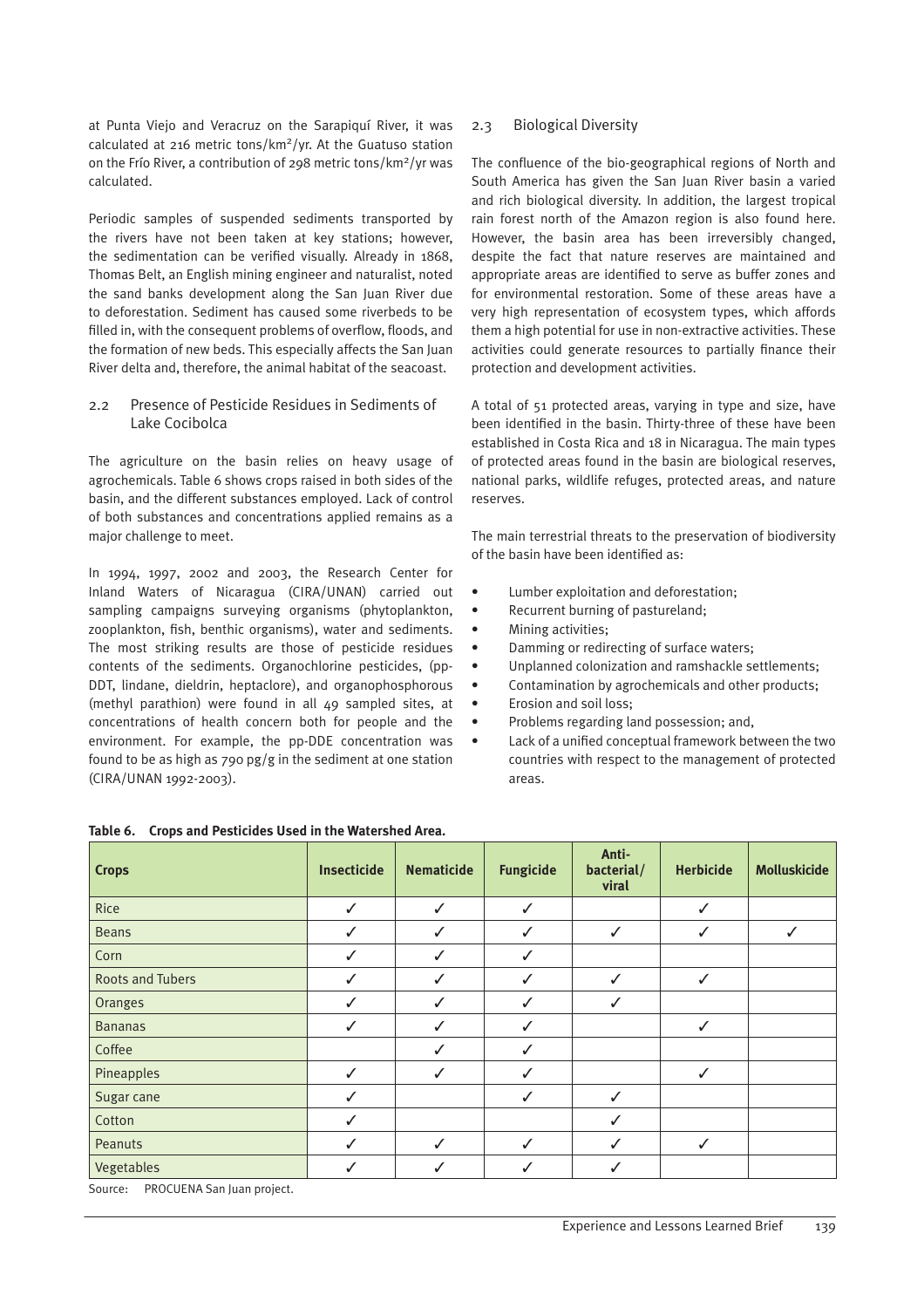at Punta Viejo and Veracruz on the Sarapiquí River, it was calculated at 216 metric tons/km²/yr. At the Guatuso station on the Frío River, a contribution of 298 metric tons/km²/yr was calculated.

Periodic samples of suspended sediments transported by the rivers have not been taken at key stations; however, the sedimentation can be verified visually. Already in 1868, Thomas Belt, an English mining engineer and naturalist, noted the sand banks development along the San Juan River due to deforestation. Sediment has caused some riverbeds to be filled in, with the consequent problems of overflow, floods, and the formation of new beds. This especially affects the San Juan River delta and, therefore, the animal habitat of the seacoast.

## 2.2 Presence of Pesticide Residues in Sediments of Lake Cocibolca

The agriculture on the basin relies on heavy usage of agrochemicals. Table 6 shows crops raised in both sides of the basin, and the different substances employed. Lack of control of both substances and concentrations applied remains as a major challenge to meet.

In 1994, 1997, 2002 and 2003, the Research Center for Inland Waters of Nicaragua (CIRA/UNAN) carried out sampling campaigns surveying organisms (phytoplankton, zooplankton, fish, benthic organisms), water and sediments. The most striking results are those of pesticide residues contents of the sediments. Organochlorine pesticides, (pp-DDT, lindane, dieldrin, heptaclore), and organophosphorous (methyl parathion) were found in all 49 sampled sites, at concentrations of health concern both for people and the environment. For example, the pp-DDE concentration was found to be as high as 790 pg/g in the sediment at one station (CIRA/UNAN 1992-2003).

## 2.3 Biological Diversity

The confluence of the bio-geographical regions of North and South America has given the San Juan River basin a varied and rich biological diversity. In addition, the largest tropical rain forest north of the Amazon region is also found here. However, the basin area has been irreversibly changed, despite the fact that nature reserves are maintained and appropriate areas are identified to serve as buffer zones and for environmental restoration. Some of these areas have a very high representation of ecosystem types, which affords them a high potential for use in non-extractive activities. These activities could generate resources to partially finance their protection and development activities.

A total of 51 protected areas, varying in type and size, have been identified in the basin. Thirty-three of these have been established in Costa Rica and 18 in Nicaragua. The main types of protected areas found in the basin are biological reserves, national parks, wildlife refuges, protected areas, and nature reserves.

The main terrestrial threats to the preservation of biodiversity of the basin have been identified as:

- Lumber exploitation and deforestation;
- Recurrent burning of pastureland;
- Mining activities;
- Damming or redirecting of surface waters;
- Unplanned colonization and ramshackle settlements;
- Contamination by agrochemicals and other products;
- Erosion and soil loss;
- Problems regarding land possession; and,
- Lack of a unified conceptual framework between the two countries with respect to the management of protected areas.

**Table 6. Crops and Pesticides Used in the Watershed Area.**

| Crops | Insecticide | Nematicide | Fungicide | Anti-bacterial/viral | Herbicide | Molluskicide |
|---|---|---|---|---|---|---|
| Rice | ✓ | ✓ | ✓ | | ✓ | |
| Beans | ✓ | ✓ | ✓ | ✓ | ✓ | ✓ |
| Corn | ✓ | ✓ | ✓ | | | |
| Roots and Tubers | ✓ | ✓ | ✓ | ✓ | ✓ | |
| Oranges | ✓ | ✓ | ✓ | ✓ | | |
| Bananas | ✓ | ✓ | ✓ | | ✓ | |
| Coffee | | ✓ | ✓ | | | |
| Pineapples | ✓ | ✓ | ✓ | | ✓ | |
| Sugar cane | ✓ | | ✓ | ✓ | | |
| Cotton | ✓ | | | ✓ | | |
| Peanuts | ✓ | ✓ | ✓ | ✓ | ✓ | |
| Vegetables | ✓ | ✓ | ✓ | ✓ | | |

Source: PROCUENA San Juan project.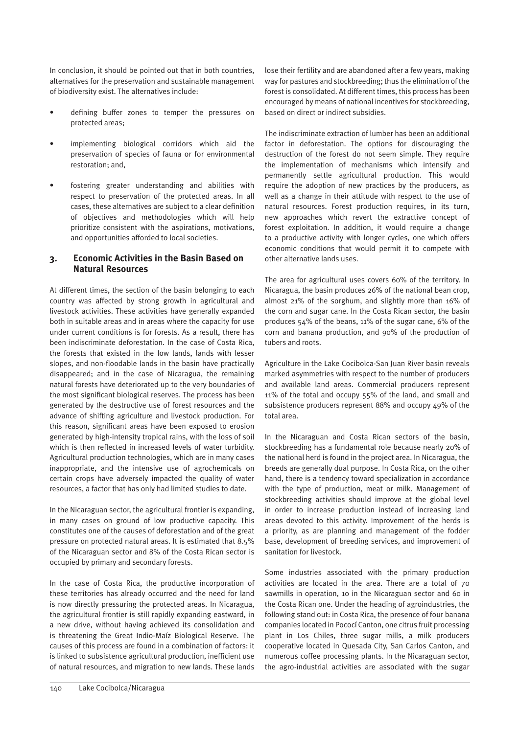In conclusion, it should be pointed out that in both countries, alternatives for the preservation and sustainable management of biodiversity exist. The alternatives include:

- defining buffer zones to temper the pressures on protected areas;
- implementing biological corridors which aid the preservation of species of fauna or for environmental restoration; and,
- fostering greater understanding and abilities with respect to preservation of the protected areas. In all cases, these alternatives are subject to a clear definition of objectives and methodologies which will help prioritize consistent with the aspirations, motivations, and opportunities afforded to local societies.

## 3. Economic Activities in the Basin Based on Natural Resources

At different times, the section of the basin belonging to each country was affected by strong growth in agricultural and livestock activities. These activities have generally expanded both in suitable areas and in areas where the capacity for use under current conditions is for forests. As a result, there has been indiscriminate deforestation. In the case of Costa Rica, the forests that existed in the low lands, lands with lesser slopes, and non-floodable lands in the basin have practically disappeared; and in the case of Nicaragua, the remaining natural forests have deteriorated up to the very boundaries of the most significant biological reserves. The process has been generated by the destructive use of forest resources and the advance of shifting agriculture and livestock production. For this reason, significant areas have been exposed to erosion generated by high-intensity tropical rains, with the loss of soil which is then reflected in increased levels of water turbidity. Agricultural production technologies, which are in many cases inappropriate, and the intensive use of agrochemicals on certain crops have adversely impacted the quality of water resources, a factor that has only had limited studies to date.

In the Nicaraguan sector, the agricultural frontier is expanding, in many cases on ground of low productive capacity. This constitutes one of the causes of deforestation and of the great pressure on protected natural areas. It is estimated that 8.5% of the Nicaraguan sector and 8% of the Costa Rican sector is occupied by primary and secondary forests.

In the case of Costa Rica, the productive incorporation of these territories has already occurred and the need for land is now directly pressuring the protected areas. In Nicaragua, the agricultural frontier is still rapidly expanding eastward, in a new drive, without having achieved its consolidation and is threatening the Great Indio-Maíz Biological Reserve. The causes of this process are found in a combination of factors: it is linked to subsistence agricultural production, inefficient use of natural resources, and migration to new lands. These lands lose their fertility and are abandoned after a few years, making way for pastures and stockbreeding; thus the elimination of the forest is consolidated. At different times, this process has been encouraged by means of national incentives for stockbreeding, based on direct or indirect subsidies.

The indiscriminate extraction of lumber has been an additional factor in deforestation. The options for discouraging the destruction of the forest do not seem simple. They require the implementation of mechanisms which intensify and permanently settle agricultural production. This would require the adoption of new practices by the producers, as well as a change in their attitude with respect to the use of natural resources. Forest production requires, in its turn, new approaches which revert the extractive concept of forest exploitation. In addition, it would require a change to a productive activity with longer cycles, one which offers economic conditions that would permit it to compete with other alternative lands uses.

The area for agricultural uses covers 60% of the territory. In Nicaragua, the basin produces 26% of the national bean crop, almost 21% of the sorghum, and slightly more than 16% of the corn and sugar cane. In the Costa Rican sector, the basin produces 54% of the beans, 11% of the sugar cane, 6% of the corn and banana production, and 90% of the production of tubers and roots.

Agriculture in the Lake Cocibolca-San Juan River basin reveals marked asymmetries with respect to the number of producers and available land areas. Commercial producers represent 11% of the total and occupy 55% of the land, and small and subsistence producers represent 88% and occupy 49% of the total area.

In the Nicaraguan and Costa Rican sectors of the basin, stockbreeding has a fundamental role because nearly 20% of the national herd is found in the project area. In Nicaragua, the breeds are generally dual purpose. In Costa Rica, on the other hand, there is a tendency toward specialization in accordance with the type of production, meat or milk. Management of stockbreeding activities should improve at the global level in order to increase production instead of increasing land areas devoted to this activity. Improvement of the herds is a priority, as are planning and management of the fodder base, development of breeding services, and improvement of sanitation for livestock.

Some industries associated with the primary production activities are located in the area. There are a total of 70 sawmills in operation, 10 in the Nicaraguan sector and 60 in the Costa Rican one. Under the heading of agroindustries, the following stand out: in Costa Rica, the presence of four banana companies located in Pococí Canton, one citrus fruit processing plant in Los Chiles, three sugar mills, a milk producers cooperative located in Quesada City, San Carlos Canton, and numerous coffee processing plants. In the Nicaraguan sector, the agro-industrial activities are associated with the sugar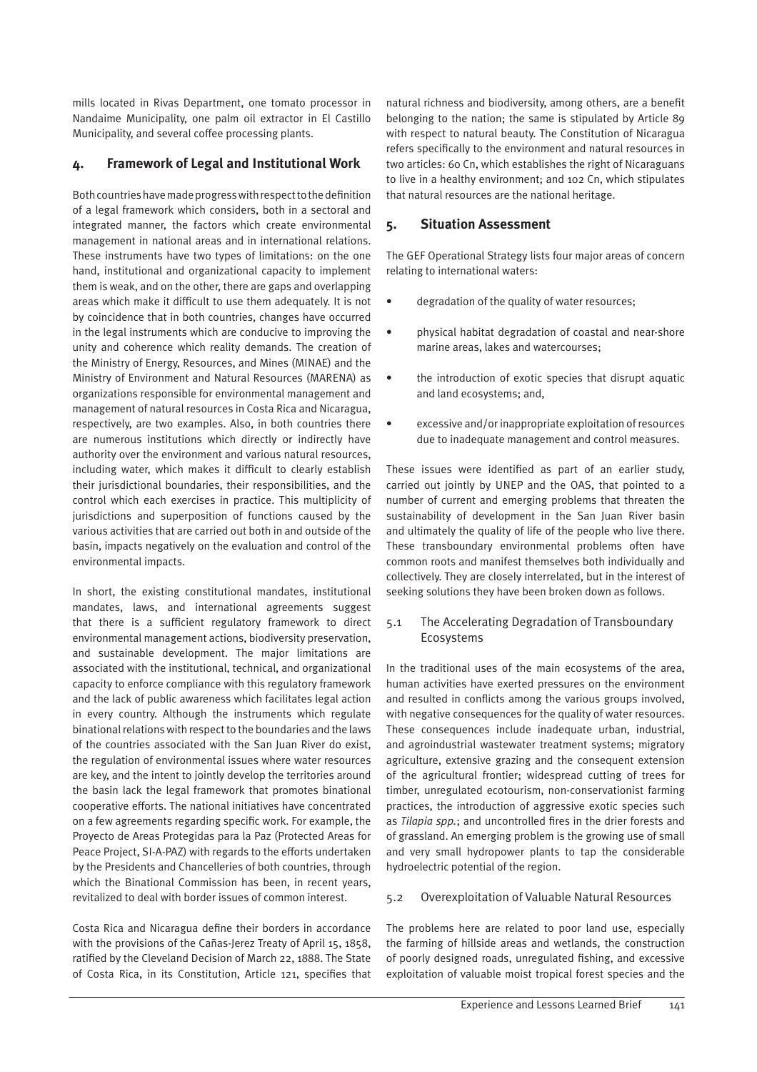mills located in Rivas Department, one tomato processor in Nandaime Municipality, one palm oil extractor in El Castillo Municipality, and several coffee processing plants.

## 4. Framework of Legal and Institutional Work

Both countries have made progress with respect to the definition of a legal framework which considers, both in a sectoral and integrated manner, the factors which create environmental management in national areas and in international relations. These instruments have two types of limitations: on the one hand, institutional and organizational capacity to implement them is weak, and on the other, there are gaps and overlapping areas which make it difficult to use them adequately. It is not by coincidence that in both countries, changes have occurred in the legal instruments which are conducive to improving the unity and coherence which reality demands. The creation of the Ministry of Energy, Resources, and Mines (MINAE) and the Ministry of Environment and Natural Resources (MARENA) as organizations responsible for environmental management and management of natural resources in Costa Rica and Nicaragua, respectively, are two examples. Also, in both countries there are numerous institutions which directly or indirectly have authority over the environment and various natural resources, including water, which makes it difficult to clearly establish their jurisdictional boundaries, their responsibilities, and the control which each exercises in practice. This multiplicity of jurisdictions and superposition of functions caused by the various activities that are carried out both in and outside of the basin, impacts negatively on the evaluation and control of the environmental impacts.

In short, the existing constitutional mandates, institutional mandates, laws, and international agreements suggest that there is a sufficient regulatory framework to direct environmental management actions, biodiversity preservation, and sustainable development. The major limitations are associated with the institutional, technical, and organizational capacity to enforce compliance with this regulatory framework and the lack of public awareness which facilitates legal action in every country. Although the instruments which regulate binational relations with respect to the boundaries and the laws of the countries associated with the San Juan River do exist, the regulation of environmental issues where water resources are key, and the intent to jointly develop the territories around the basin lack the legal framework that promotes binational cooperative efforts. The national initiatives have concentrated on a few agreements regarding specific work. For example, the Proyecto de Areas Protegidas para la Paz (Protected Areas for Peace Project, SI-A-PAZ) with regards to the efforts undertaken by the Presidents and Chancelleries of both countries, through which the Binational Commission has been, in recent years, revitalized to deal with border issues of common interest.

Costa Rica and Nicaragua define their borders in accordance with the provisions of the Cañas-Jerez Treaty of April 15, 1858, ratified by the Cleveland Decision of March 22, 1888. The State of Costa Rica, in its Constitution, Article 121, specifies that natural richness and biodiversity, among others, are a benefit belonging to the nation; the same is stipulated by Article 89 with respect to natural beauty. The Constitution of Nicaragua refers specifically to the environment and natural resources in two articles: 60 Cn, which establishes the right of Nicaraguans to live in a healthy environment; and 102 Cn, which stipulates that natural resources are the national heritage.

## 5. Situation Assessment

The GEF Operational Strategy lists four major areas of concern relating to international waters:

- degradation of the quality of water resources;
- physical habitat degradation of coastal and near-shore marine areas, lakes and watercourses;
- the introduction of exotic species that disrupt aquatic and land ecosystems; and,
- excessive and/or inappropriate exploitation of resources due to inadequate management and control measures.

These issues were identified as part of an earlier study, carried out jointly by UNEP and the OAS, that pointed to a number of current and emerging problems that threaten the sustainability of development in the San Juan River basin and ultimately the quality of life of the people who live there. These transboundary environmental problems often have common roots and manifest themselves both individually and collectively. They are closely interrelated, but in the interest of seeking solutions they have been broken down as follows.

### 5.1 The Accelerating Degradation of Transboundary Ecosystems

In the traditional uses of the main ecosystems of the area, human activities have exerted pressures on the environment and resulted in conflicts among the various groups involved, with negative consequences for the quality of water resources. These consequences include inadequate urban, industrial, and agroindustrial wastewater treatment systems; migratory agriculture, extensive grazing and the consequent extension of the agricultural frontier; widespread cutting of trees for timber, unregulated ecotourism, non-conservationist farming practices, the introduction of aggressive exotic species such as *Tilapia spp.*; and uncontrolled fires in the drier forests and of grassland. An emerging problem is the growing use of small and very small hydropower plants to tap the considerable hydroelectric potential of the region.

### 5.2 Overexploitation of Valuable Natural Resources

The problems here are related to poor land use, especially the farming of hillside areas and wetlands, the construction of poorly designed roads, unregulated fishing, and excessive exploitation of valuable moist tropical forest species and the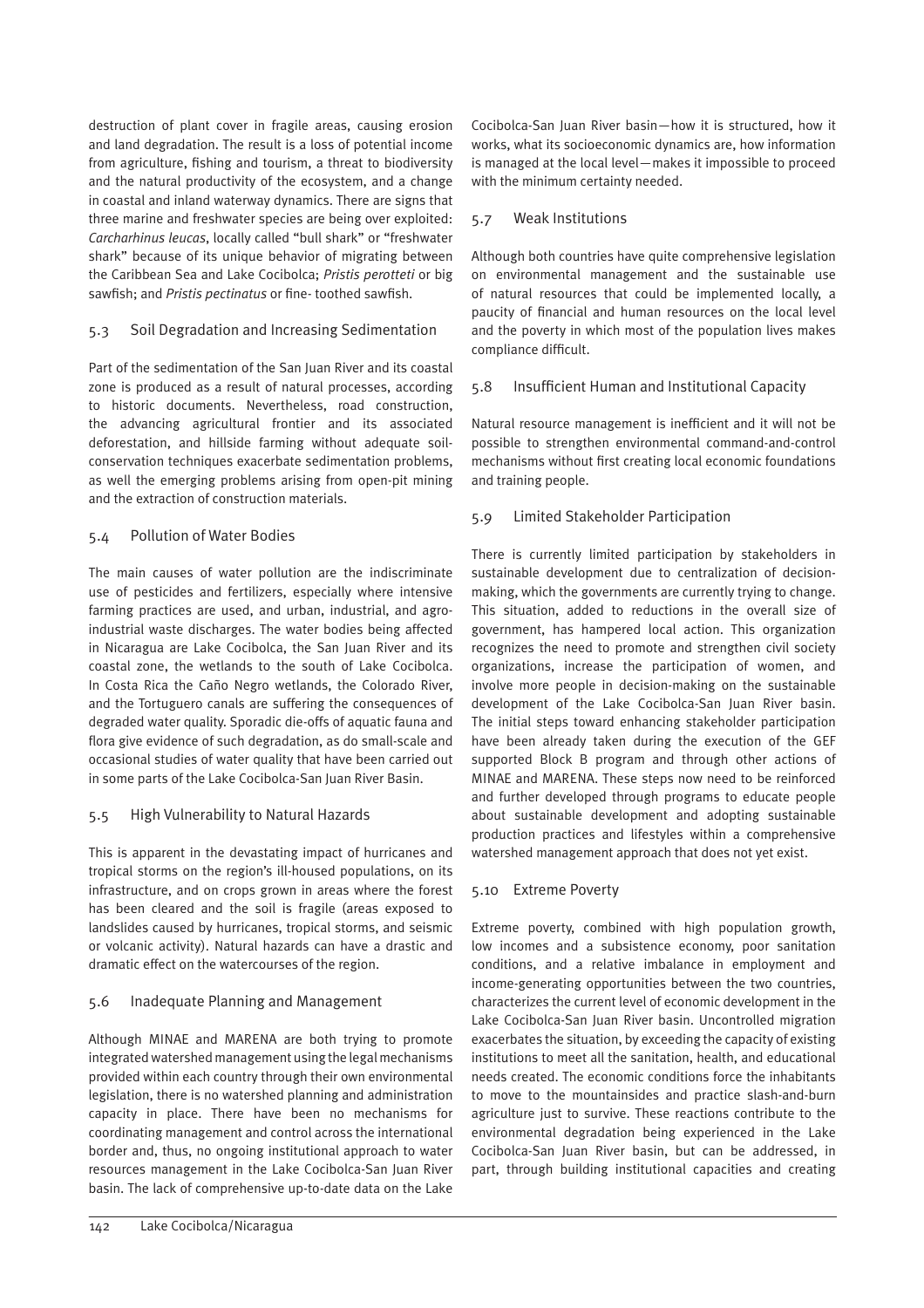destruction of plant cover in fragile areas, causing erosion and land degradation. The result is a loss of potential income from agriculture, fishing and tourism, a threat to biodiversity and the natural productivity of the ecosystem, and a change in coastal and inland waterway dynamics. There are signs that three marine and freshwater species are being over exploited: *Carcharhinus leucas*, locally called "bull shark" or "freshwater shark" because of its unique behavior of migrating between the Caribbean Sea and Lake Cocibolca; *Pristis perotteti* or big sawfish; and *Pristis pectinatus* or fine- toothed sawfish.

## 5.3 Soil Degradation and Increasing Sedimentation

Part of the sedimentation of the San Juan River and its coastal zone is produced as a result of natural processes, according to historic documents. Nevertheless, road construction, the advancing agricultural frontier and its associated deforestation, and hillside farming without adequate soil-conservation techniques exacerbate sedimentation problems, as well the emerging problems arising from open-pit mining and the extraction of construction materials.

## 5.4 Pollution of Water Bodies

The main causes of water pollution are the indiscriminate use of pesticides and fertilizers, especially where intensive farming practices are used, and urban, industrial, and agro-industrial waste discharges. The water bodies being affected in Nicaragua are Lake Cocibolca, the San Juan River and its coastal zone, the wetlands to the south of Lake Cocibolca. In Costa Rica the Caño Negro wetlands, the Colorado River, and the Tortuguero canals are suffering the consequences of degraded water quality. Sporadic die-offs of aquatic fauna and flora give evidence of such degradation, as do small-scale and occasional studies of water quality that have been carried out in some parts of the Lake Cocibolca-San Juan River Basin.

## 5.5 High Vulnerability to Natural Hazards

This is apparent in the devastating impact of hurricanes and tropical storms on the region's ill-housed populations, on its infrastructure, and on crops grown in areas where the forest has been cleared and the soil is fragile (areas exposed to landslides caused by hurricanes, tropical storms, and seismic or volcanic activity). Natural hazards can have a drastic and dramatic effect on the watercourses of the region.

## 5.6 Inadequate Planning and Management

Although MINAE and MARENA are both trying to promote integrated watershed management using the legal mechanisms provided within each country through their own environmental legislation, there is no watershed planning and administration capacity in place. There have been no mechanisms for coordinating management and control across the international border and, thus, no ongoing institutional approach to water resources management in the Lake Cocibolca-San Juan River basin. The lack of comprehensive up-to-date data on the Lake Cocibolca-San Juan River basin—how it is structured, how it works, what its socioeconomic dynamics are, how information is managed at the local level—makes it impossible to proceed with the minimum certainty needed.

## 5.7 Weak Institutions

Although both countries have quite comprehensive legislation on environmental management and the sustainable use of natural resources that could be implemented locally, a paucity of financial and human resources on the local level and the poverty in which most of the population lives makes compliance difficult.

## 5.8 Insufficient Human and Institutional Capacity

Natural resource management is inefficient and it will not be possible to strengthen environmental command-and-control mechanisms without first creating local economic foundations and training people.

## 5.9 Limited Stakeholder Participation

There is currently limited participation by stakeholders in sustainable development due to centralization of decision-making, which the governments are currently trying to change. This situation, added to reductions in the overall size of government, has hampered local action. This organization recognizes the need to promote and strengthen civil society organizations, increase the participation of women, and involve more people in decision-making on the sustainable development of the Lake Cocibolca-San Juan River basin. The initial steps toward enhancing stakeholder participation have been already taken during the execution of the GEF supported Block B program and through other actions of MINAE and MARENA. These steps now need to be reinforced and further developed through programs to educate people about sustainable development and adopting sustainable production practices and lifestyles within a comprehensive watershed management approach that does not yet exist.

## 5.10 Extreme Poverty

Extreme poverty, combined with high population growth, low incomes and a subsistence economy, poor sanitation conditions, and a relative imbalance in employment and income-generating opportunities between the two countries, characterizes the current level of economic development in the Lake Cocibolca-San Juan River basin. Uncontrolled migration exacerbates the situation, by exceeding the capacity of existing institutions to meet all the sanitation, health, and educational needs created. The economic conditions force the inhabitants to move to the mountainsides and practice slash-and-burn agriculture just to survive. These reactions contribute to the environmental degradation being experienced in the Lake Cocibolca-San Juan River basin, but can be addressed, in part, through building institutional capacities and creating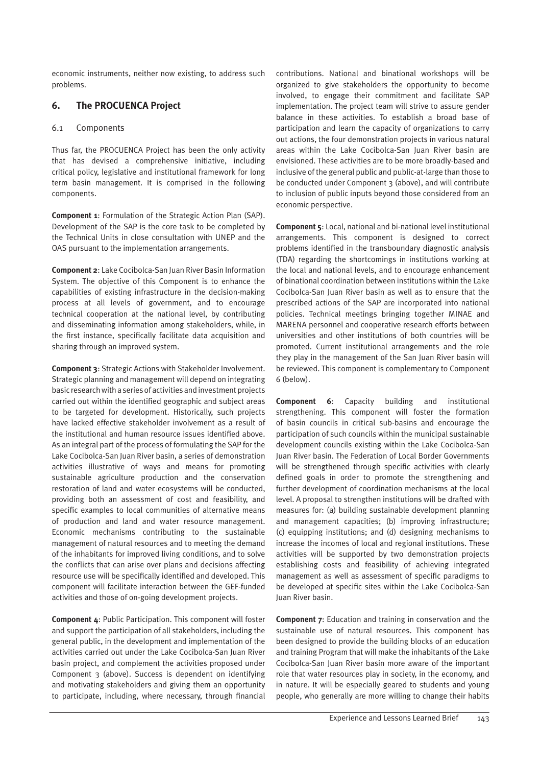economic instruments, neither now existing, to address such problems.

## 6. The PROCUENCA Project

### 6.1 Components

Thus far, the PROCUENCA Project has been the only activity that has devised a comprehensive initiative, including critical policy, legislative and institutional framework for long term basin management. It is comprised in the following components.

**Component 1**: Formulation of the Strategic Action Plan (SAP). Development of the SAP is the core task to be completed by the Technical Units in close consultation with UNEP and the OAS pursuant to the implementation arrangements.

**Component 2**: Lake Cocibolca-San Juan River Basin Information System. The objective of this Component is to enhance the capabilities of existing infrastructure in the decision-making process at all levels of government, and to encourage technical cooperation at the national level, by contributing and disseminating information among stakeholders, while, in the first instance, specifically facilitate data acquisition and sharing through an improved system.

**Component 3**: Strategic Actions with Stakeholder Involvement. Strategic planning and management will depend on integrating basic research with a series of activities and investment projects carried out within the identified geographic and subject areas to be targeted for development. Historically, such projects have lacked effective stakeholder involvement as a result of the institutional and human resource issues identified above. As an integral part of the process of formulating the SAP for the Lake Cocibolca-San Juan River basin, a series of demonstration activities illustrative of ways and means for promoting sustainable agriculture production and the conservation restoration of land and water ecosystems will be conducted, providing both an assessment of cost and feasibility, and specific examples to local communities of alternative means of production and land and water resource management. Economic mechanisms contributing to the sustainable management of natural resources and to meeting the demand of the inhabitants for improved living conditions, and to solve the conflicts that can arise over plans and decisions affecting resource use will be specifically identified and developed. This component will facilitate interaction between the GEF-funded activities and those of on-going development projects.

**Component 4**: Public Participation. This component will foster and support the participation of all stakeholders, including the general public, in the development and implementation of the activities carried out under the Lake Cocibolca-San Juan River basin project, and complement the activities proposed under Component 3 (above). Success is dependent on identifying and motivating stakeholders and giving them an opportunity to participate, including, where necessary, through financial contributions. National and binational workshops will be organized to give stakeholders the opportunity to become involved, to engage their commitment and facilitate SAP implementation. The project team will strive to assure gender balance in these activities. To establish a broad base of participation and learn the capacity of organizations to carry out actions, the four demonstration projects in various natural areas within the Lake Cocibolca-San Juan River basin are envisioned. These activities are to be more broadly-based and inclusive of the general public and public-at-large than those to be conducted under Component 3 (above), and will contribute to inclusion of public inputs beyond those considered from an economic perspective.

**Component 5**: Local, national and bi-national level institutional arrangements. This component is designed to correct problems identified in the transboundary diagnostic analysis (TDA) regarding the shortcomings in institutions working at the local and national levels, and to encourage enhancement of binational coordination between institutions within the Lake Cocibolca-San Juan River basin as well as to ensure that the prescribed actions of the SAP are incorporated into national policies. Technical meetings bringing together MINAE and MARENA personnel and cooperative research efforts between universities and other institutions of both countries will be promoted. Current institutional arrangements and the role they play in the management of the San Juan River basin will be reviewed. This component is complementary to Component 6 (below).

**Component 6**: Capacity building and institutional strengthening. This component will foster the formation of basin councils in critical sub-basins and encourage the participation of such councils within the municipal sustainable development councils existing within the Lake Cocibolca-San Juan River basin. The Federation of Local Border Governments will be strengthened through specific activities with clearly defined goals in order to promote the strengthening and further development of coordination mechanisms at the local level. A proposal to strengthen institutions will be drafted with measures for: (a) building sustainable development planning and management capacities; (b) improving infrastructure; (c) equipping institutions; and (d) designing mechanisms to increase the incomes of local and regional institutions. These activities will be supported by two demonstration projects establishing costs and feasibility of achieving integrated management as well as assessment of specific paradigms to be developed at specific sites within the Lake Cocibolca-San Juan River basin.

**Component 7**: Education and training in conservation and the sustainable use of natural resources. This component has been designed to provide the building blocks of an education and training Program that will make the inhabitants of the Lake Cocibolca-San Juan River basin more aware of the important role that water resources play in society, in the economy, and in nature. It will be especially geared to students and young people, who generally are more willing to change their habits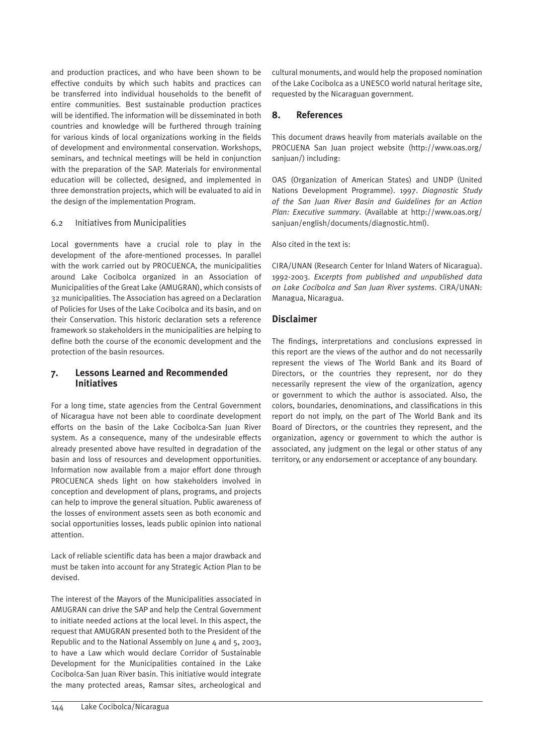and production practices, and who have been shown to be effective conduits by which such habits and practices can be transferred into individual households to the benefit of entire communities. Best sustainable production practices will be identified. The information will be disseminated in both countries and knowledge will be furthered through training for various kinds of local organizations working in the fields of development and environmental conservation. Workshops, seminars, and technical meetings will be held in conjunction with the preparation of the SAP. Materials for environmental education will be collected, designed, and implemented in three demonstration projects, which will be evaluated to aid in the design of the implementation Program.

### 6.2 Initiatives from Municipalities

Local governments have a crucial role to play in the development of the afore-mentioned processes. In parallel with the work carried out by PROCUENCA, the municipalities around Lake Cocibolca organized in an Association of Municipalities of the Great Lake (AMUGRAN), which consists of 32 municipalities. The Association has agreed on a Declaration of Policies for Uses of the Lake Cocibolca and its basin, and on their Conservation. This historic declaration sets a reference framework so stakeholders in the municipalities are helping to define both the course of the economic development and the protection of the basin resources.

## 7. Lessons Learned and Recommended Initiatives

For a long time, state agencies from the Central Government of Nicaragua have not been able to coordinate development efforts on the basin of the Lake Cocibolca-San Juan River system. As a consequence, many of the undesirable effects already presented above have resulted in degradation of the basin and loss of resources and development opportunities. Information now available from a major effort done through PROCUENCA sheds light on how stakeholders involved in conception and development of plans, programs, and projects can help to improve the general situation. Public awareness of the losses of environment assets seen as both economic and social opportunities losses, leads public opinion into national attention.

Lack of reliable scientific data has been a major drawback and must be taken into account for any Strategic Action Plan to be devised.

The interest of the Mayors of the Municipalities associated in AMUGRAN can drive the SAP and help the Central Government to initiate needed actions at the local level. In this aspect, the request that AMUGRAN presented both to the President of the Republic and to the National Assembly on June 4 and 5, 2003, to have a Law which would declare Corridor of Sustainable Development for the Municipalities contained in the Lake Cocibolca-San Juan River basin. This initiative would integrate the many protected areas, Ramsar sites, archeological and cultural monuments, and would help the proposed nomination of the Lake Cocibolca as a UNESCO world natural heritage site, requested by the Nicaraguan government.

## 8. References

This document draws heavily from materials available on the PROCUENA San Juan project website (http://www.oas.org/sanjuan/) including:

OAS (Organization of American States) and UNDP (United Nations Development Programme). 1997. *Diagnostic Study of the San Juan River Basin and Guidelines for an Action Plan: Executive summary*. (Available at http://www.oas.org/sanjuan/english/documents/diagnostic.html).

Also cited in the text is:

CIRA/UNAN (Research Center for Inland Waters of Nicaragua). 1992-2003. *Excerpts from published and unpublished data on Lake Cocibolca and San Juan River systems*. CIRA/UNAN: Managua, Nicaragua.

## Disclaimer

The findings, interpretations and conclusions expressed in this report are the views of the author and do not necessarily represent the views of The World Bank and its Board of Directors, or the countries they represent, nor do they necessarily represent the view of the organization, agency or government to which the author is associated. Also, the colors, boundaries, denominations, and classifications in this report do not imply, on the part of The World Bank and its Board of Directors, or the countries they represent, and the organization, agency or government to which the author is associated, any judgment on the legal or other status of any territory, or any endorsement or acceptance of any boundary.